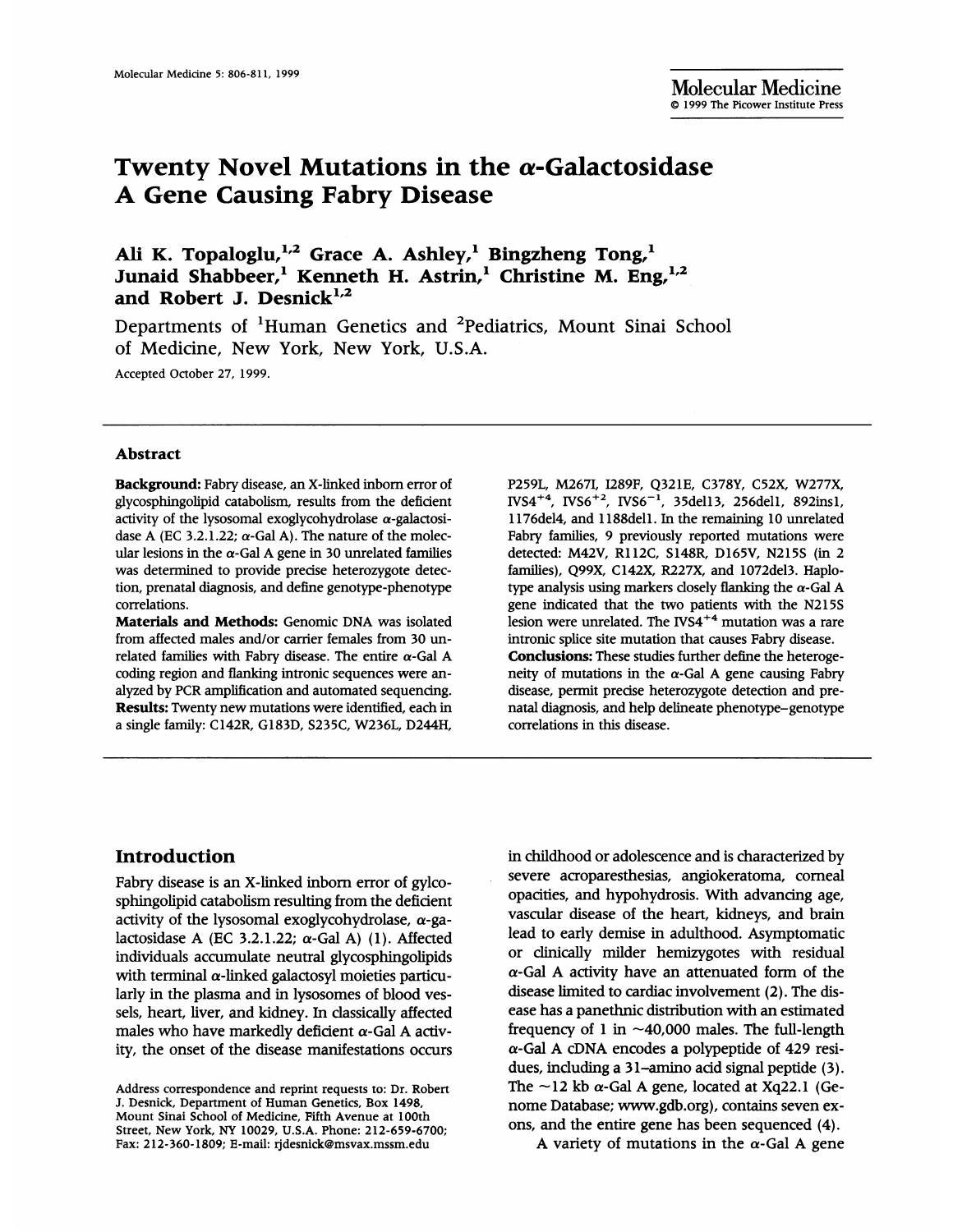# Twenty Novel Mutations in the α-Galactosidase A Gene Causing Fabry Disease

**Ali K. Topaloglu,[1,2] Grace A. Ashley,[1] Bingzheng Tong,[1] Junaid Shabbeer,[1] Kenneth H. Astrin,[1] Christine M. Eng,[1,2] and Robert J. Desnick[1,2]**

Departments of [1]Human Genetics and [2]Pediatrics, Mount Sinai School of Medicine, New York, New York, U.S.A.

Accepted October 27, 1999.

## Abstract

**Background:** Fabry disease, an X-linked inborn error of glycosphingolipid catabolism, results from the deficient activity of the lysosomal exoglycohydrolase α-galactosidase A (EC 3.2.1.22; α-Gal A). The nature of the molecular lesions in the α-Gal A gene in 30 unrelated families was determined to provide precise heterozygote detection, prenatal diagnosis, and define genotype-phenotype correlations.

**Materials and Methods:** Genomic DNA was isolated from affected males and/or carrier females from 30 unrelated families with Fabry disease. The entire α-Gal A coding region and flanking intronic sequences were analyzed by PCR amplification and automated sequencing.

**Results:** Twenty new mutations were identified, each in a single family: C142R, G183D, S235C, W236L, D244H, P259L, M267I, I289F, Q321E, C378Y, C52X, W277X, IVS4$^{+4}$, IVS6$^{+2}$, IVS6$^{-1}$, 35del13, 256del1, 892ins1, 1176del4, and 1188del1. In the remaining 10 unrelated Fabry families, 9 previously reported mutations were detected: M42V, R112C, S148R, D165V, N215S (in 2 families), Q99X, C142X, R227X, and 1072del3. Haplotype analysis using markers closely flanking the α-Gal A gene indicated that the two patients with the N215S lesion were unrelated. The IVS4$^{+4}$ mutation was a rare intronic splice site mutation that causes Fabry disease.

**Conclusions:** These studies further define the heterogeneity of mutations in the α-Gal A gene causing Fabry disease, permit precise heterozygote detection and prenatal diagnosis, and help delineate phenotype–genotype correlations in this disease.

## Introduction

Fabry disease is an X-linked inborn error of gylcosphingolipid catabolism resulting from the deficient activity of the lysosomal exoglycohydrolase, α-galactosidase A (EC 3.2.1.22; α-Gal A) (1). Affected individuals accumulate neutral glycosphingolipids with terminal α-linked galactosyl moieties particularly in the plasma and in lysosomes of blood vessels, heart, liver, and kidney. In classically affected males who have markedly deficient α-Gal A activity, the onset of the disease manifestations occurs in childhood or adolescence and is characterized by severe acroparesthesias, angiokeratoma, corneal opacities, and hypohydrosis. With advancing age, vascular disease of the heart, kidneys, and brain lead to early demise in adulthood. Asymptomatic or clinically milder hemizygotes with residual α-Gal A activity have an attenuated form of the disease limited to cardiac involvement (2). The disease has a panethnic distribution with an estimated frequency of 1 in ~40,000 males. The full-length α-Gal A cDNA encodes a polypeptide of 429 residues, including a 31–amino acid signal peptide (3). The ~12 kb α-Gal A gene, located at Xq22.1 (Genome Database; www.gdb.org), contains seven exons, and the entire gene has been sequenced (4).

A variety of mutations in the α-Gal A gene

Address correspondence and reprint requests to: Dr. Robert J. Desnick, Department of Human Genetics, Box 1498, Mount Sinai School of Medicine, Fifth Avenue at 100th Street, New York, NY 10029, U.S.A. Phone: 212-659-6700; Fax: 212-360-1809; E-mail: rjdesnick@msvax.mssm.edu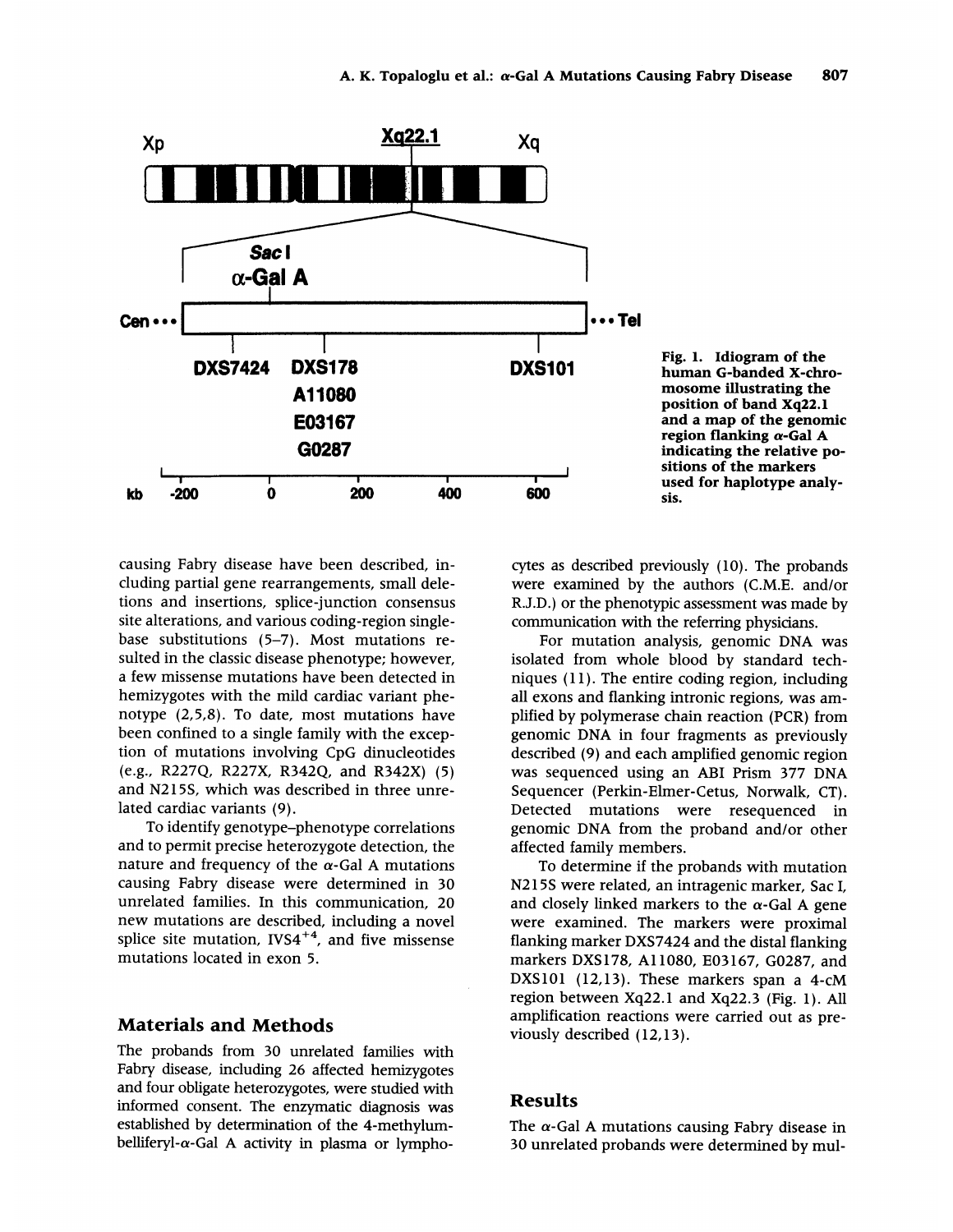Fig. 1. Idiogram of the human G-banded X-chromosome illustrating the position of band Xq22.1 and a map of the genomic region flanking α-Gal A indicating the relative positions of the markers used for haplotype analysis.

causing Fabry disease have been described, including partial gene rearrangements, small deletions and insertions, splice-junction consensus site alterations, and various coding-region single-base substitutions (5–7). Most mutations resulted in the classic disease phenotype; however, a few missense mutations have been detected in hemizygotes with the mild cardiac variant phenotype (2,5,8). To date, most mutations have been confined to a single family with the exception of mutations involving CpG dinucleotides (e.g., R227Q, R227X, R342Q, and R342X) (5) and N215S, which was described in three unrelated cardiac variants (9).

To identify genotype–phenotype correlations and to permit precise heterozygote detection, the nature and frequency of the α-Gal A mutations causing Fabry disease were determined in 30 unrelated families. In this communication, 20 new mutations are described, including a novel splice site mutation, IVS4$^{+4}$, and five missense mutations located in exon 5.

## Materials and Methods

The probands from 30 unrelated families with Fabry disease, including 26 affected hemizygotes and four obligate heterozygotes, were studied with informed consent. The enzymatic diagnosis was established by determination of the 4-methylumbelliferyl-α-Gal A activity in plasma or lymphocytes as described previously (10). The probands were examined by the authors (C.M.E. and/or R.J.D.) or the phenotypic assessment was made by communication with the referring physicians.

For mutation analysis, genomic DNA was isolated from whole blood by standard techniques (11). The entire coding region, including all exons and flanking intronic regions, was amplified by polymerase chain reaction (PCR) from genomic DNA in four fragments as previously described (9) and each amplified genomic region was sequenced using an ABI Prism 377 DNA Sequencer (Perkin-Elmer-Cetus, Norwalk, CT). Detected mutations were resequenced in genomic DNA from the proband and/or other affected family members.

To determine if the probands with mutation N215S were related, an intragenic marker, Sac I, and closely linked markers to the α-Gal A gene were examined. The markers were proximal flanking marker DXS7424 and the distal flanking markers DXS178, A11080, E03167, G0287, and DXS101 (12,13). These markers span a 4-cM region between Xq22.1 and Xq22.3 (Fig. 1). All amplification reactions were carried out as previously described (12,13).

## Results

The α-Gal A mutations causing Fabry disease in 30 unrelated probands were determined by mul-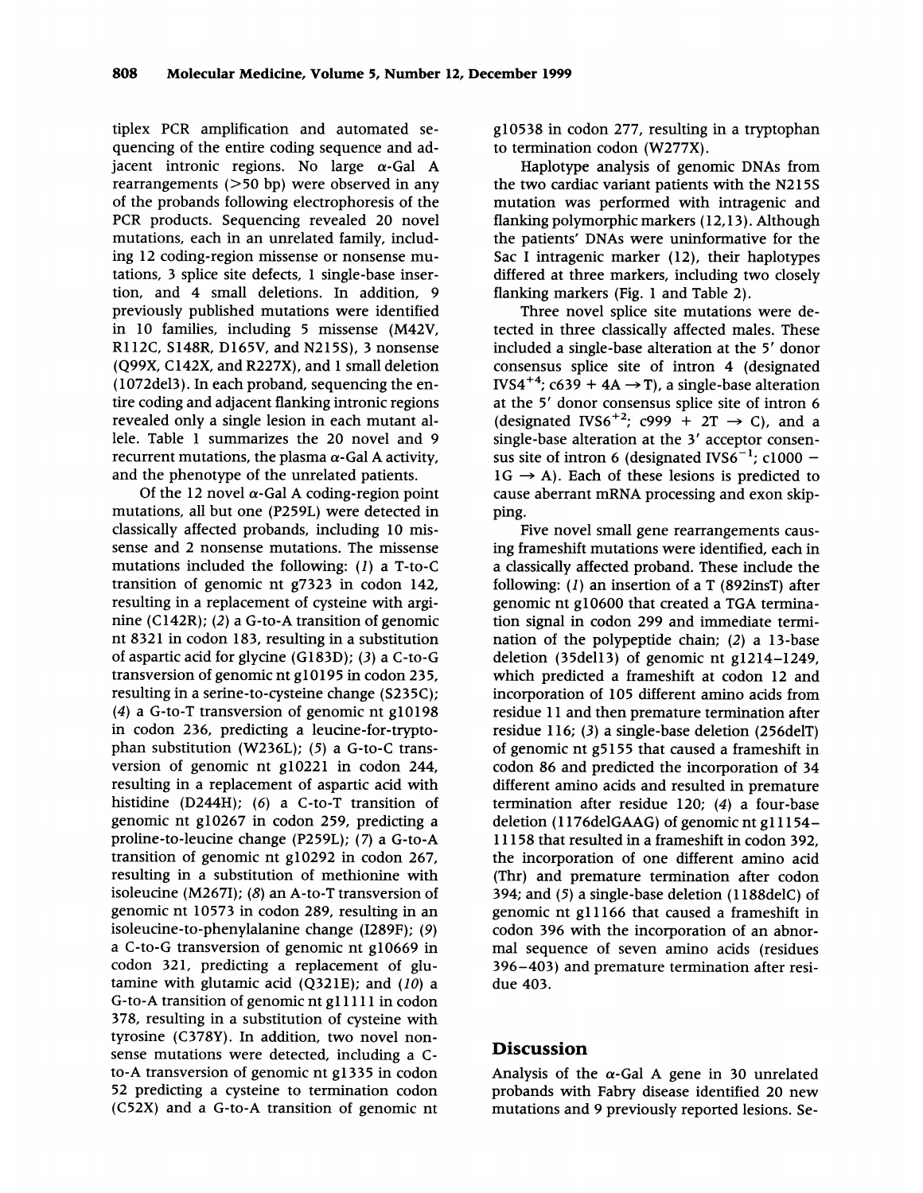tiplex PCR amplification and automated sequencing of the entire coding sequence and adjacent intronic regions. No large α-Gal A rearrangements (>50 bp) were observed in any of the probands following electrophoresis of the PCR products. Sequencing revealed 20 novel mutations, each in an unrelated family, including 12 coding-region missense or nonsense mutations, 3 splice site defects, 1 single-base insertion, and 4 small deletions. In addition, 9 previously published mutations were identified in 10 families, including 5 missense (M42V, R112C, S148R, D165V, and N215S), 3 nonsense (Q99X, C142X, and R227X), and 1 small deletion (1072del3). In each proband, sequencing the entire coding and adjacent flanking intronic regions revealed only a single lesion in each mutant allele. Table 1 summarizes the 20 novel and 9 recurrent mutations, the plasma α-Gal A activity, and the phenotype of the unrelated patients.

Of the 12 novel α-Gal A coding-region point mutations, all but one (P259L) were detected in classically affected probands, including 10 missense and 2 nonsense mutations. The missense mutations included the following: (*1*) a T-to-C transition of genomic nt g7323 in codon 142, resulting in a replacement of cysteine with arginine (C142R); (*2*) a G-to-A transition of genomic nt 8321 in codon 183, resulting in a substitution of aspartic acid for glycine (G183D); (*3*) a C-to-G transversion of genomic nt g10195 in codon 235, resulting in a serine-to-cysteine change (S235C); (*4*) a G-to-T transversion of genomic nt g10198 in codon 236, predicting a leucine-for-tryptophan substitution (W236L); (*5*) a G-to-C transversion of genomic nt g10221 in codon 244, resulting in a replacement of aspartic acid with histidine (D244H); (*6*) a C-to-T transition of genomic nt g10267 in codon 259, predicting a proline-to-leucine change (P259L); (*7*) a G-to-A transition of genomic nt g10292 in codon 267, resulting in a substitution of methionine with isoleucine (M267I); (*8*) an A-to-T transversion of genomic nt 10573 in codon 289, resulting in an isoleucine-to-phenylalanine change (I289F); (*9*) a C-to-G transversion of genomic nt g10669 in codon 321, predicting a replacement of glutamine with glutamic acid (Q321E); and (*10*) a G-to-A transition of genomic nt g11111 in codon 378, resulting in a substitution of cysteine with tyrosine (C378Y). In addition, two novel nonsense mutations were detected, including a C-to-A transversion of genomic nt g1335 in codon 52 predicting a cysteine to termination codon (C52X) and a G-to-A transition of genomic nt g10538 in codon 277, resulting in a tryptophan to termination codon (W277X).

Haplotype analysis of genomic DNAs from the two cardiac variant patients with the N215S mutation was performed with intragenic and flanking polymorphic markers (12,13). Although the patients' DNAs were uninformative for the Sac I intragenic marker (12), their haplotypes differed at three markers, including two closely flanking markers (Fig. 1 and Table 2).

Three novel splice site mutations were detected in three classically affected males. These included a single-base alteration at the 5′ donor consensus splice site of intron 4 (designated $IVS4^{+4}$; c639 + 4A → T), a single-base alteration at the 5′ donor consensus splice site of intron 6 (designated $IVS6^{+2}$; c999 + 2T → C), and a single-base alteration at the 3′ acceptor consensus site of intron 6 (designated $IVS6^{-1}$; c1000 − 1G → A). Each of these lesions is predicted to cause aberrant mRNA processing and exon skipping.

Five novel small gene rearrangements causing frameshift mutations were identified, each in a classically affected proband. These include the following: (*1*) an insertion of a T (892insT) after genomic nt g10600 that created a TGA termination signal in codon 299 and immediate termination of the polypeptide chain; (*2*) a 13-base deletion (35del13) of genomic nt g1214–1249, which predicted a frameshift at codon 12 and incorporation of 105 different amino acids from residue 11 and then premature termination after residue 116; (*3*) a single-base deletion (256delT) of genomic nt g5155 that caused a frameshift in codon 86 and predicted the incorporation of 34 different amino acids and resulted in premature termination after residue 120; (*4*) a four-base deletion (1176delGAAG) of genomic nt g11154–11158 that resulted in a frameshift in codon 392, the incorporation of one different amino acid (Thr) and premature termination after codon 394; and (*5*) a single-base deletion (1188delC) of genomic nt g11166 that caused a frameshift in codon 396 with the incorporation of an abnormal sequence of seven amino acids (residues 396–403) and premature termination after residue 403.

## Discussion

Analysis of the α-Gal A gene in 30 unrelated probands with Fabry disease identified 20 new mutations and 9 previously reported lesions. Se-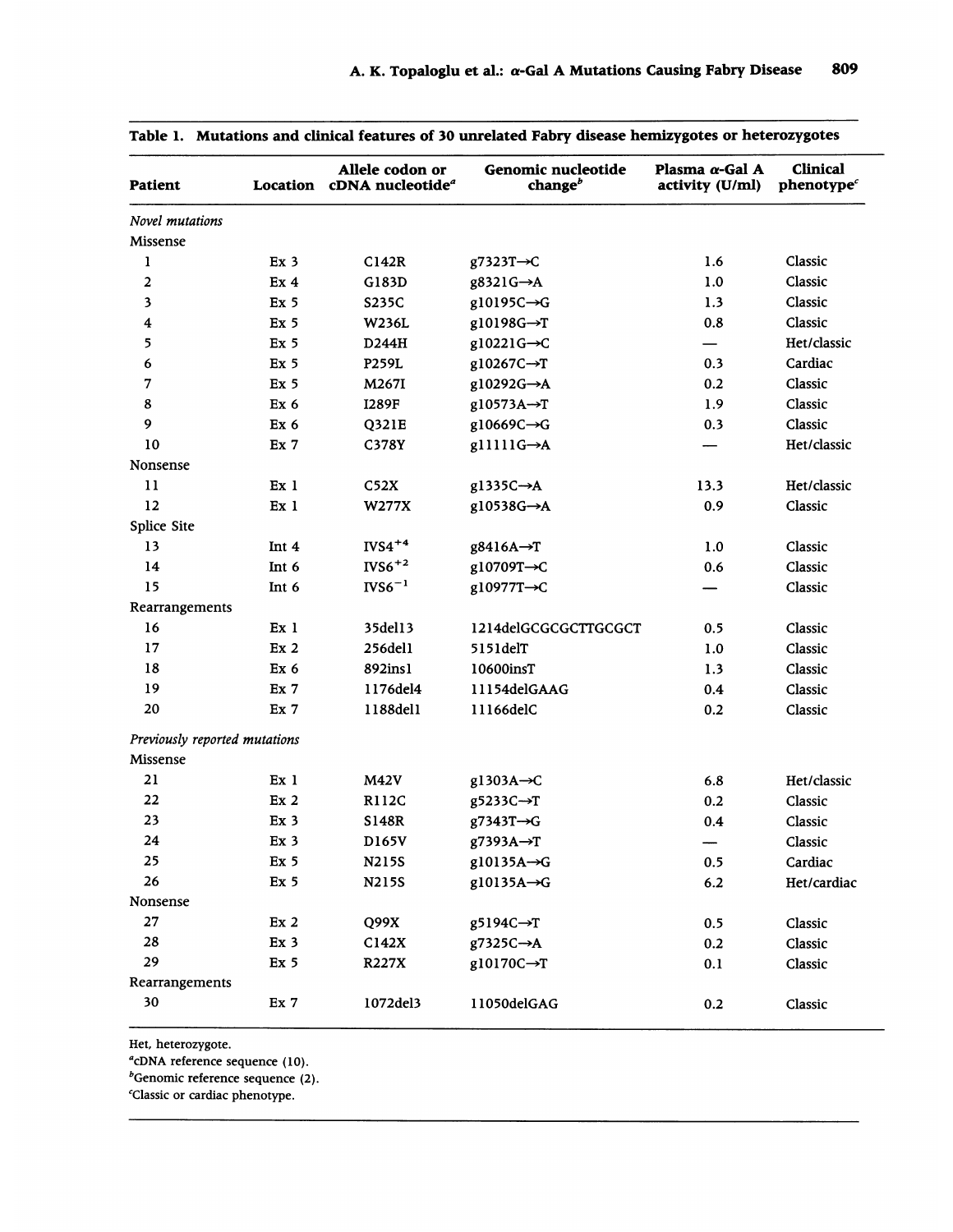**Table 1. Mutations and clinical features of 30 unrelated Fabry disease hemizygotes or heterozygotes**

| Patient | Location | Allele codon or cDNA nucleotide[a] | Genomic nucleotide change[b] | Plasma α-Gal A activity (U/ml) | Clinical phenotype[c] |
|---|---|---|---|---|---|
| *Novel mutations* | | | | | |
| Missense | | | | | |
| 1 | Ex 3 | C142R | g7323T→C | 1.6 | Classic |
| 2 | Ex 4 | G183D | g8321G→A | 1.0 | Classic |
| 3 | Ex 5 | S235C | g10195C→G | 1.3 | Classic |
| 4 | Ex 5 | W236L | g10198G→T | 0.8 | Classic |
| 5 | Ex 5 | D244H | g10221G→C | — | Het/classic |
| 6 | Ex 5 | P259L | g10267C→T | 0.3 | Cardiac |
| 7 | Ex 5 | M267I | g10292G→A | 0.2 | Classic |
| 8 | Ex 6 | I289F | g10573A→T | 1.9 | Classic |
| 9 | Ex 6 | Q321E | g10669C→G | 0.3 | Classic |
| 10 | Ex 7 | C378Y | g11111G→A | — | Het/classic |
| Nonsense | | | | | |
| 11 | Ex 1 | C52X | g1335C→A | 13.3 | Het/classic |
| 12 | Ex 1 | W277X | g10538G→A | 0.9 | Classic |
| Splice Site | | | | | |
| 13 | Int 4 | IVS4[+4] | g8416A→T | 1.0 | Classic |
| 14 | Int 6 | IVS6[+2] | g10709T→C | 0.6 | Classic |
| 15 | Int 6 | IVS6[−1] | g10977T→C | — | Classic |
| Rearrangements | | | | | |
| 16 | Ex 1 | 35del13 | 1214delGCGCGCTTGCGCT | 0.5 | Classic |
| 17 | Ex 2 | 256del1 | 5151delT | 1.0 | Classic |
| 18 | Ex 6 | 892ins1 | 10600insT | 1.3 | Classic |
| 19 | Ex 7 | 1176del4 | 11154delGAAG | 0.4 | Classic |
| 20 | Ex 7 | 1188del1 | 11166delC | 0.2 | Classic |
| *Previously reported mutations* | | | | | |
| Missense | | | | | |
| 21 | Ex 1 | M42V | g1303A→C | 6.8 | Het/classic |
| 22 | Ex 2 | R112C | g5233C→T | 0.2 | Classic |
| 23 | Ex 3 | S148R | g7343T→G | 0.4 | Classic |
| 24 | Ex 3 | D165V | g7393A→T | — | Classic |
| 25 | Ex 5 | N215S | g10135A→G | 0.5 | Cardiac |
| 26 | Ex 5 | N215S | g10135A→G | 6.2 | Het/cardiac |
| Nonsense | | | | | |
| 27 | Ex 2 | Q99X | g5194C→T | 0.5 | Classic |
| 28 | Ex 3 | C142X | g7325C→A | 0.2 | Classic |
| 29 | Ex 5 | R227X | g10170C→T | 0.1 | Classic |
| Rearrangements | | | | | |
| 30 | Ex 7 | 1072del3 | 11050delGAG | 0.2 | Classic |

Het, heterozygote.
[a]cDNA reference sequence (10).
[b]Genomic reference sequence (2).
[c]Classic or cardiac phenotype.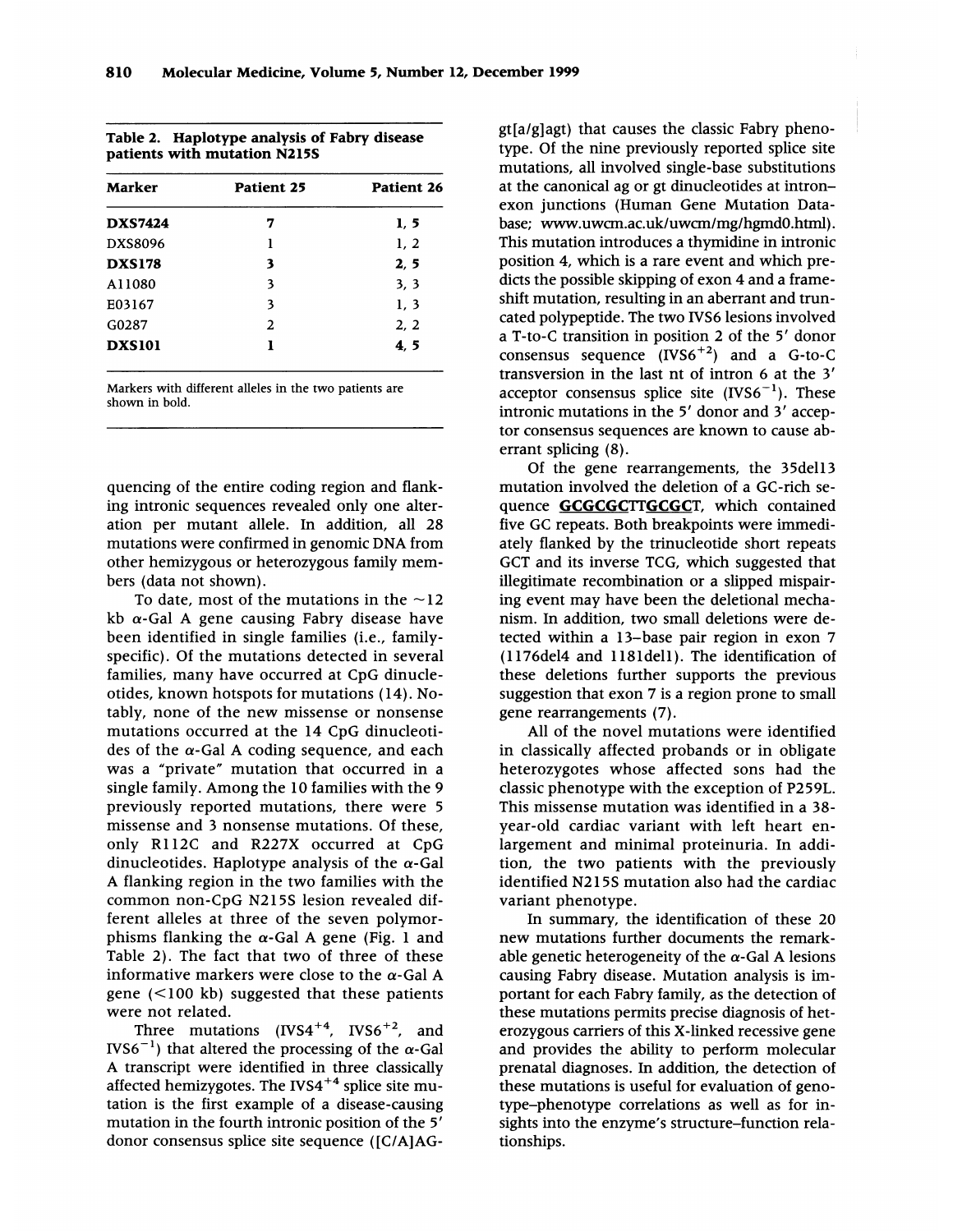**Table 2. Haplotype analysis of Fabry disease patients with mutation N215S**

| Marker | Patient 25 | Patient 26 |
|---|---|---|
| **DXS7424** | **7** | **1, 5** |
| DXS8096 | 1 | 1, 2 |
| **DXS178** | **3** | **2, 5** |
| A11080 | 3 | 3, 3 |
| E03167 | 3 | 1, 3 |
| G0287 | 2 | 2, 2 |
| **DXS101** | **1** | **4, 5** |

Markers with different alleles in the two patients are shown in bold.

quencing of the entire coding region and flanking intronic sequences revealed only one alteration per mutant allele. In addition, all 28 mutations were confirmed in genomic DNA from other hemizygous or heterozygous family members (data not shown).

To date, most of the mutations in the ~12 kb α-Gal A gene causing Fabry disease have been identified in single families (i.e., family-specific). Of the mutations detected in several families, many have occurred at CpG dinucleotides, known hotspots for mutations (14). Notably, none of the new missense or nonsense mutations occurred at the 14 CpG dinucleotides of the α-Gal A coding sequence, and each was a "private" mutation that occurred in a single family. Among the 10 families with the 9 previously reported mutations, there were 5 missense and 3 nonsense mutations. Of these, only R112C and R227X occurred at CpG dinucleotides. Haplotype analysis of the α-Gal A flanking region in the two families with the common non-CpG N215S lesion revealed different alleles at three of the seven polymorphisms flanking the α-Gal A gene (Fig. 1 and Table 2). The fact that two of three of these informative markers were close to the α-Gal A gene (<100 kb) suggested that these patients were not related.

Three mutations (IVS4$^{+4}$, IVS6$^{+2}$, and IVS6$^{-1}$) that altered the processing of the α-Gal A transcript were identified in three classically affected hemizygotes. The IVS4$^{+4}$ splice site mutation is the first example of a disease-causing mutation in the fourth intronic position of the 5′ donor consensus splice site sequence ([C/A]AG-gt[a/g]agt) that causes the classic Fabry phenotype. Of the nine previously reported splice site mutations, all involved single-base substitutions at the canonical ag or gt dinucleotides at intron–exon junctions (Human Gene Mutation Database; www.uwcm.ac.uk/uwcm/mg/hgmd0.html). This mutation introduces a thymidine in intronic position 4, which is a rare event and which predicts the possible skipping of exon 4 and a frameshift mutation, resulting in an aberrant and truncated polypeptide. The two IVS6 lesions involved a T-to-C transition in position 2 of the 5′ donor consensus sequence (IVS6$^{+2}$) and a G-to-C transversion in the last nt of intron 6 at the 3′ acceptor consensus splice site (IVS6$^{-1}$). These intronic mutations in the 5′ donor and 3′ acceptor consensus sequences are known to cause aberrant splicing (8).

Of the gene rearrangements, the 35del13 mutation involved the deletion of a GC-rich sequence **GCGCGC**TT**GCGC**T, which contained five GC repeats. Both breakpoints were immediately flanked by the trinucleotide short repeats GCT and its inverse TCG, which suggested that illegitimate recombination or a slipped mispairing event may have been the deletional mechanism. In addition, two small deletions were detected within a 13–base pair region in exon 7 (1176del4 and 1181del1). The identification of these deletions further supports the previous suggestion that exon 7 is a region prone to small gene rearrangements (7).

All of the novel mutations were identified in classically affected probands or in obligate heterozygotes whose affected sons had the classic phenotype with the exception of P259L. This missense mutation was identified in a 38-year-old cardiac variant with left heart enlargement and minimal proteinuria. In addition, the two patients with the previously identified N215S mutation also had the cardiac variant phenotype.

In summary, the identification of these 20 new mutations further documents the remarkable genetic heterogeneity of the α-Gal A lesions causing Fabry disease. Mutation analysis is important for each Fabry family, as the detection of these mutations permits precise diagnosis of heterozygous carriers of this X-linked recessive gene and provides the ability to perform molecular prenatal diagnoses. In addition, the detection of these mutations is useful for evaluation of genotype–phenotype correlations as well as for insights into the enzyme's structure–function relationships.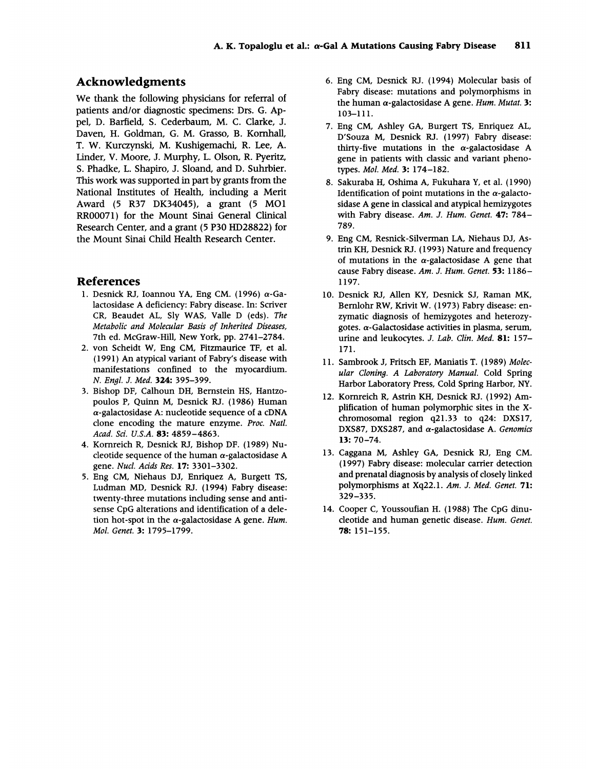## Acknowledgments

We thank the following physicians for referral of patients and/or diagnostic specimens: Drs. G. Appel, D. Barfield, S. Cederbaum, M. C. Clarke, J. Daven, H. Goldman, G. M. Grasso, B. Kornhall, T. W. Kurczynski, M. Kushigemachi, R. Lee, A. Linder, V. Moore, J. Murphy, L. Olson, R. Pyeritz, S. Phadke, L. Shapiro, J. Sloand, and D. Suhrbier. This work was supported in part by grants from the National Institutes of Health, including a Merit Award (5 R37 DK34045), a grant (5 MO1 RR00071) for the Mount Sinai General Clinical Research Center, and a grant (5 P30 HD28822) for the Mount Sinai Child Health Research Center.

## References

1. Desnick RJ, Ioannou YA, Eng CM. (1996) α-Galactosidase A deficiency: Fabry disease. In: Scriver CR, Beaudet AL, Sly WAS, Valle D (eds). *The Metabolic and Molecular Basis of Inherited Diseases,* 7th ed. McGraw-Hill, New York, pp. 2741–2784.
2. von Scheidt W, Eng CM, Fitzmaurice TF, et al. (1991) An atypical variant of Fabry's disease with manifestations confined to the myocardium. *N. Engl. J. Med.* **324:** 395–399.
3. Bishop DF, Calhoun DH, Bernstein HS, Hantzopoulos P, Quinn M, Desnick RJ. (1986) Human α-galactosidase A: nucleotide sequence of a cDNA clone encoding the mature enzyme. *Proc. Natl. Acad. Sci. U.S.A.* **83:** 4859–4863.
4. Kornreich R, Desnick RJ, Bishop DF. (1989) Nucleotide sequence of the human α-galactosidase A gene. *Nucl. Acids Res.* **17:** 3301–3302.
5. Eng CM, Niehaus DJ, Enriquez A, Burgett TS, Ludman MD, Desnick RJ. (1994) Fabry disease: twenty-three mutations including sense and antisense CpG alterations and identification of a deletion hot-spot in the α-galactosidase A gene. *Hum. Mol. Genet.* **3:** 1795–1799.
6. Eng CM, Desnick RJ. (1994) Molecular basis of Fabry disease: mutations and polymorphisms in the human α-galactosidase A gene. *Hum. Mutat.* **3:** 103–111.
7. Eng CM, Ashley GA, Burgert TS, Enriquez AL, D'Souza M, Desnick RJ. (1997) Fabry disease: thirty-five mutations in the α-galactosidase A gene in patients with classic and variant phenotypes. *Mol. Med.* **3:** 174–182.
8. Sakuraba H, Oshima A, Fukuhara Y, et al. (1990) Identification of point mutations in the α-galactosidase A gene in classical and atypical hemizygotes with Fabry disease. *Am. J. Hum. Genet.* **47:** 784–789.
9. Eng CM, Resnick-Silverman LA, Niehaus DJ, Astrin KH, Desnick RJ. (1993) Nature and frequency of mutations in the α-galactosidase A gene that cause Fabry disease. *Am. J. Hum. Genet.* **53:** 1186–1197.
10. Desnick RJ, Allen KY, Desnick SJ, Raman MK, Bernlohr RW, Krivit W. (1973) Fabry disease: enzymatic diagnosis of hemizygotes and heterozygotes. α-Galactosidase activities in plasma, serum, urine and leukocytes. *J. Lab. Clin. Med.* **81:** 157–171.
11. Sambrook J, Fritsch EF, Maniatis T. (1989) *Molecular Cloning. A Laboratory Manual.* Cold Spring Harbor Laboratory Press, Cold Spring Harbor, NY.
12. Kornreich R, Astrin KH, Desnick RJ. (1992) Amplification of human polymorphic sites in the X-chromosomal region q21.33 to q24: DXS17, DXS87, DXS287, and α-galactosidase A. *Genomics* **13:** 70–74.
13. Caggana M, Ashley GA, Desnick RJ, Eng CM. (1997) Fabry disease: molecular carrier detection and prenatal diagnosis by analysis of closely linked polymorphisms at Xq22.1. *Am. J. Med. Genet.* **71:** 329–335.
14. Cooper C, Youssoufian H. (1988) The CpG dinucleotide and human genetic disease. *Hum. Genet.* **78:** 151–155.